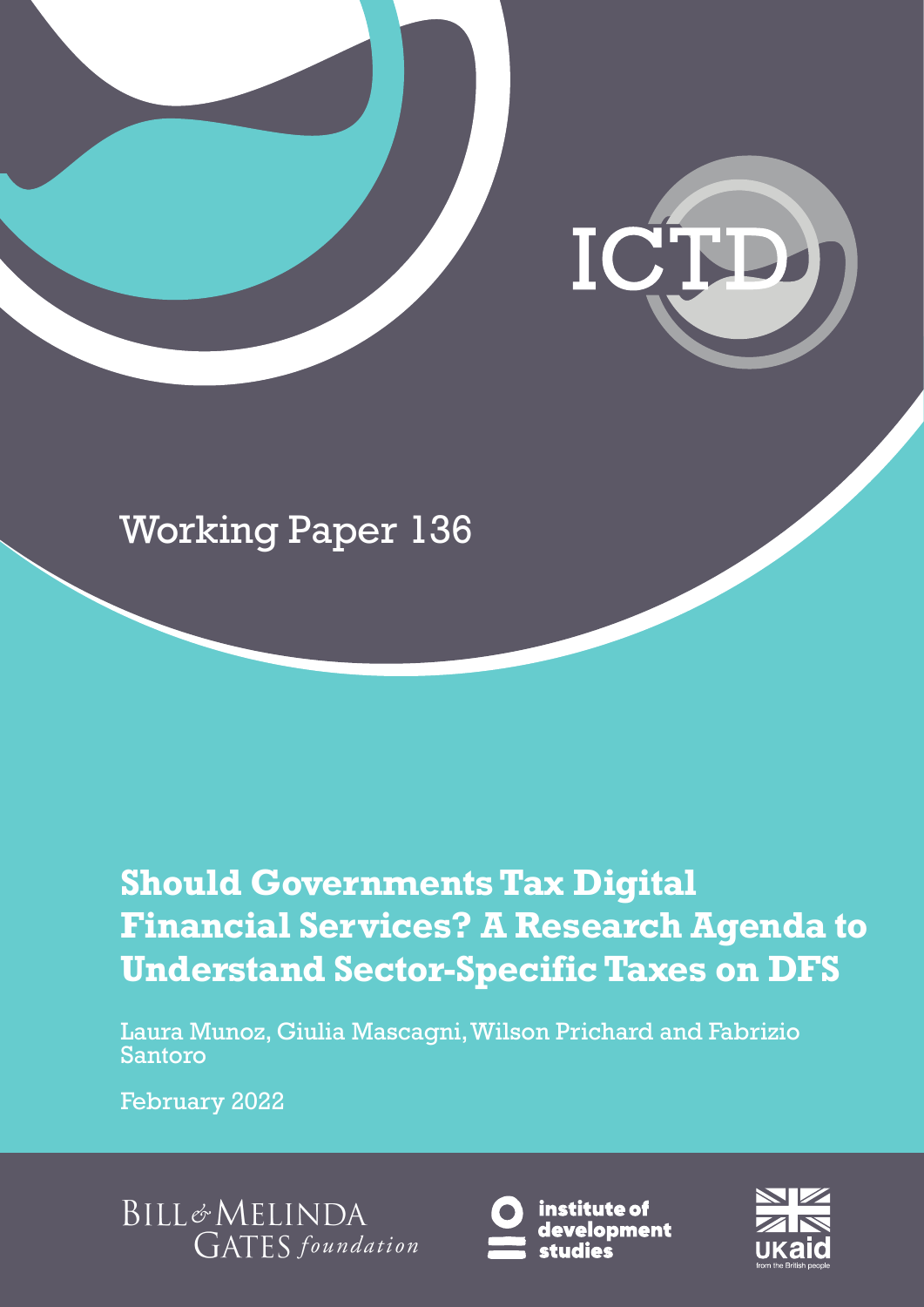ICTD

Working Paper 136

# Should Governments Tax Digital Financial Services? A Research Agenda to Understand Sector-Specific Taxes on DFS

Laura Munoz, Giulia Mascagni, Wilson Prichard and Fabrizio Santoro

February 2022

BILL & MELINDA GATES foundation

institute of development studies

UKaid from the British people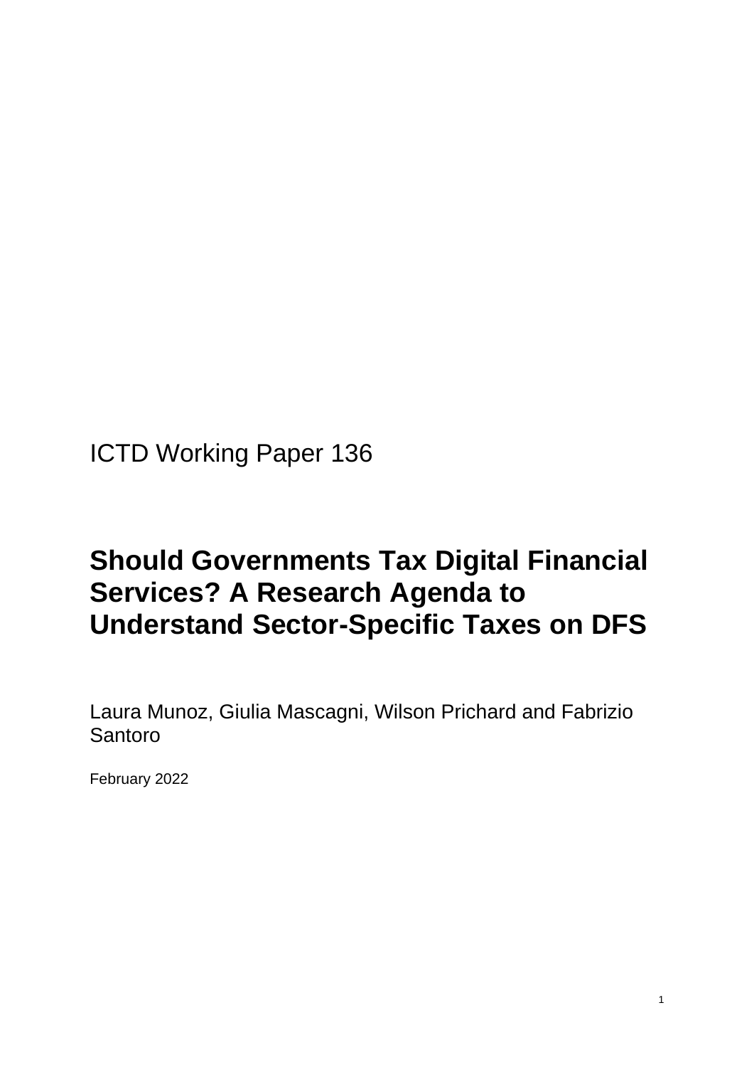ICTD Working Paper 136

# Should Governments Tax Digital Financial Services? A Research Agenda to Understand Sector-Specific Taxes on DFS

Laura Munoz, Giulia Mascagni, Wilson Prichard and Fabrizio Santoro

February 2022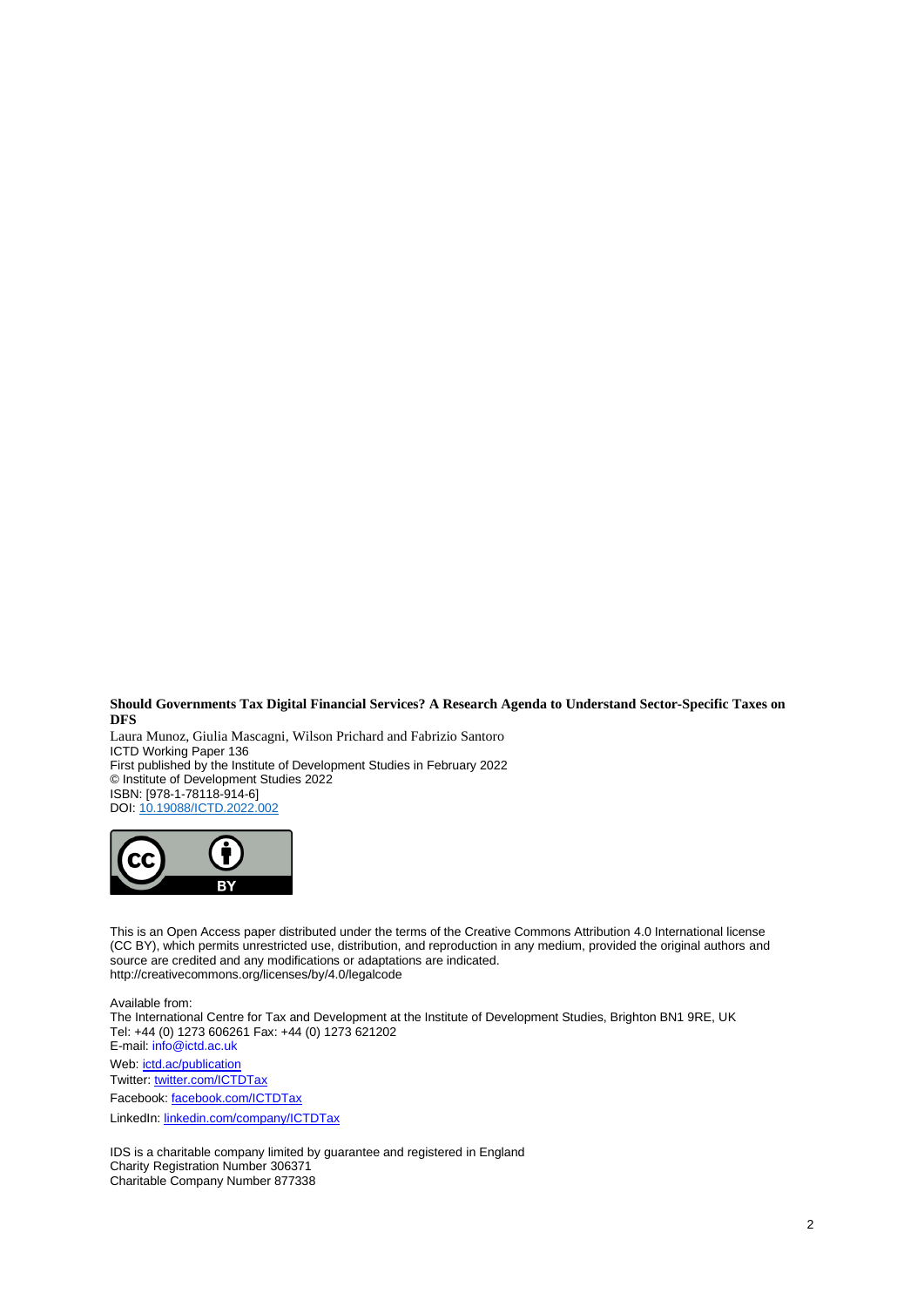**Should Governments Tax Digital Financial Services? A Research Agenda to Understand Sector-Specific Taxes on DFS**

Laura Munoz, Giulia Mascagni, Wilson Prichard and Fabrizio Santoro
ICTD Working Paper 136
First published by the Institute of Development Studies in February 2022
© Institute of Development Studies 2022
ISBN: [978-1-78118-914-6]
DOI: [10.19088/ICTD.2022.002](https://doi.org/10.19088/ICTD.2022.002)

This is an Open Access paper distributed under the terms of the Creative Commons Attribution 4.0 International license (CC BY), which permits unrestricted use, distribution, and reproduction in any medium, provided the original authors and source are credited and any modifications or adaptations are indicated.
http://creativecommons.org/licenses/by/4.0/legalcode

Available from:
The International Centre for Tax and Development at the Institute of Development Studies, Brighton BN1 9RE, UK
Tel: +44 (0) 1273 606261 Fax: +44 (0) 1273 621202
E-mail: info@ictd.ac.uk
Web: [ictd.ac/publication](ictd.ac/publication)
Twitter: [twitter.com/ICTDTax](twitter.com/ICTDTax)
Facebook: [facebook.com/ICTDTax](facebook.com/ICTDTax)
LinkedIn: [linkedin.com/company/ICTDTax](linkedin.com/company/ICTDTax)

IDS is a charitable company limited by guarantee and registered in England
Charity Registration Number 306371
Charitable Company Number 877338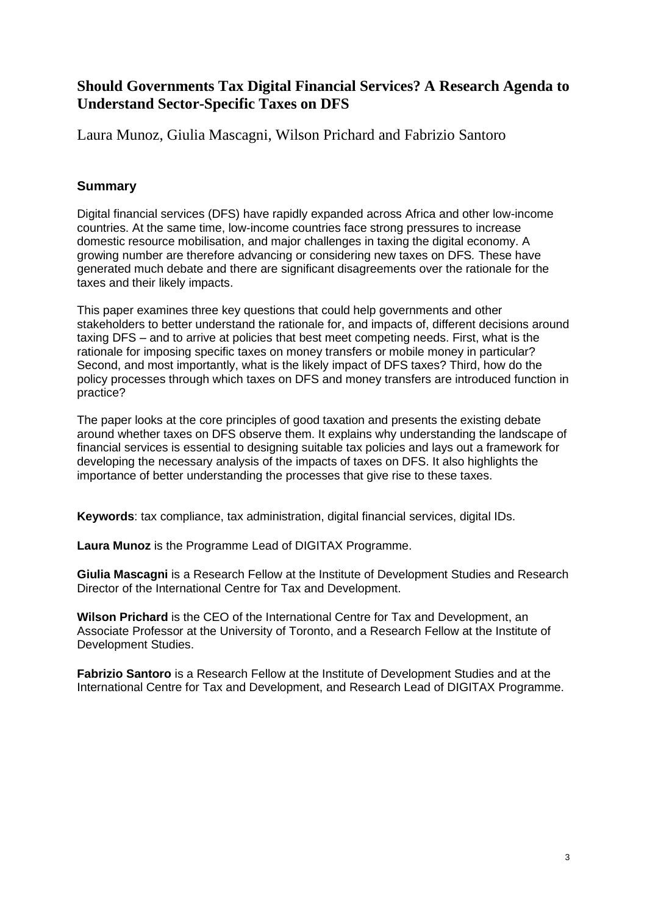# Should Governments Tax Digital Financial Services? A Research Agenda to Understand Sector-Specific Taxes on DFS

Laura Munoz, Giulia Mascagni, Wilson Prichard and Fabrizio Santoro

## Summary

Digital financial services (DFS) have rapidly expanded across Africa and other low-income countries. At the same time, low-income countries face strong pressures to increase domestic resource mobilisation, and major challenges in taxing the digital economy. A growing number are therefore advancing or considering new taxes on DFS. These have generated much debate and there are significant disagreements over the rationale for the taxes and their likely impacts.

This paper examines three key questions that could help governments and other stakeholders to better understand the rationale for, and impacts of, different decisions around taxing DFS – and to arrive at policies that best meet competing needs. First, what is the rationale for imposing specific taxes on money transfers or mobile money in particular? Second, and most importantly, what is the likely impact of DFS taxes? Third, how do the policy processes through which taxes on DFS and money transfers are introduced function in practice?

The paper looks at the core principles of good taxation and presents the existing debate around whether taxes on DFS observe them. It explains why understanding the landscape of financial services is essential to designing suitable tax policies and lays out a framework for developing the necessary analysis of the impacts of taxes on DFS. It also highlights the importance of better understanding the processes that give rise to these taxes.

**Keywords**: tax compliance, tax administration, digital financial services, digital IDs.

**Laura Munoz** is the Programme Lead of DIGITAX Programme.

**Giulia Mascagni** is a Research Fellow at the Institute of Development Studies and Research Director of the International Centre for Tax and Development.

**Wilson Prichard** is the CEO of the International Centre for Tax and Development, an Associate Professor at the University of Toronto, and a Research Fellow at the Institute of Development Studies.

**Fabrizio Santoro** is a Research Fellow at the Institute of Development Studies and at the International Centre for Tax and Development, and Research Lead of DIGITAX Programme.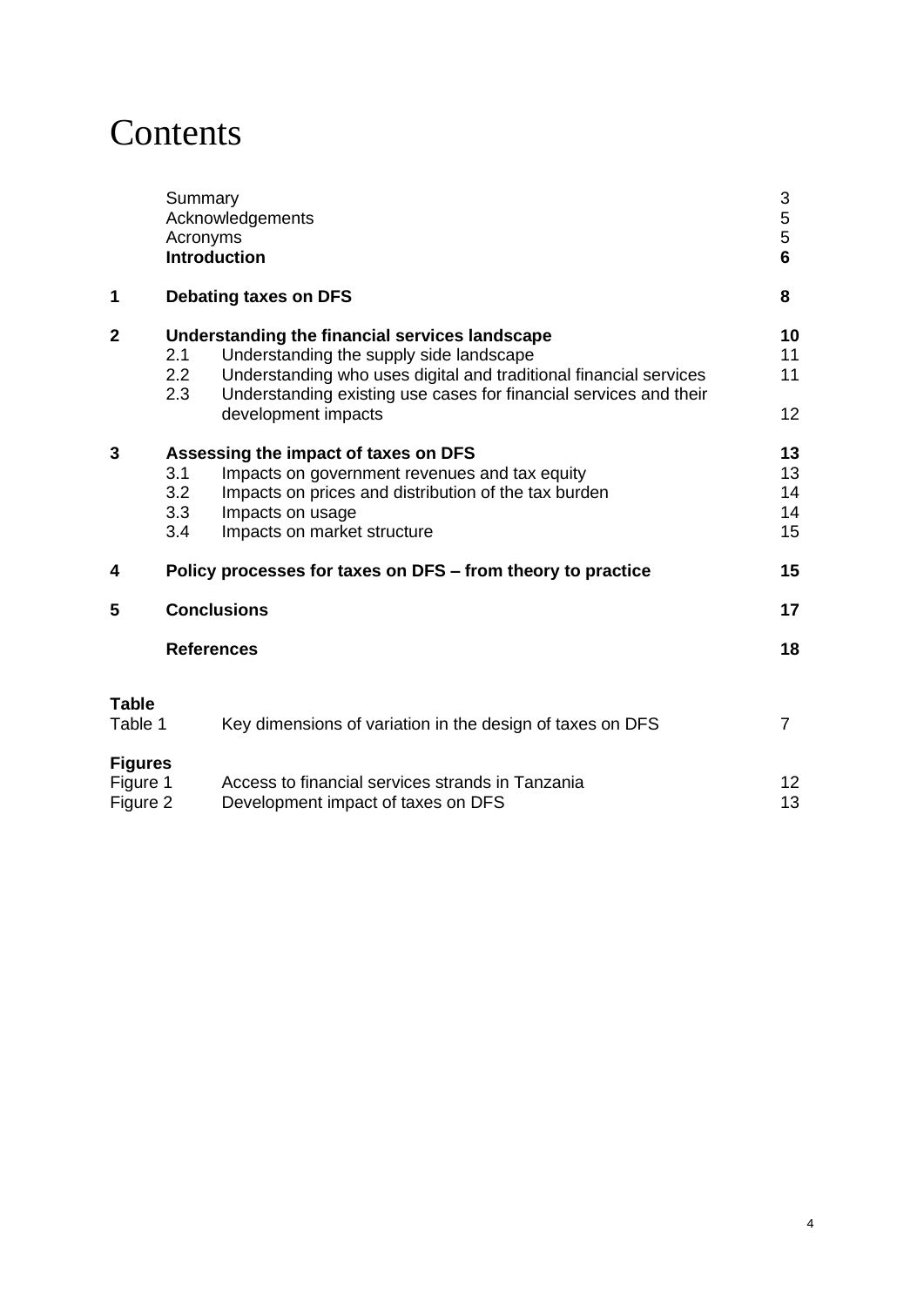# Contents

| | | | |
|---|---|---|---|
| | Summary | | 3 |
| | Acknowledgements | | 5 |
| | Acronyms | | 5 |
| | **Introduction** | | **6** |
| **1** | **Debating taxes on DFS** | | **8** |
| **2** | **Understanding the financial services landscape** | | **10** |
| | 2.1 | Understanding the supply side landscape | 11 |
| | 2.2 | Understanding who uses digital and traditional financial services | 11 |
| | 2.3 | Understanding existing use cases for financial services and their development impacts | 12 |
| **3** | **Assessing the impact of taxes on DFS** | | **13** |
| | 3.1 | Impacts on government revenues and tax equity | 13 |
| | 3.2 | Impacts on prices and distribution of the tax burden | 14 |
| | 3.3 | Impacts on usage | 14 |
| | 3.4 | Impacts on market structure | 15 |
| **4** | **Policy processes for taxes on DFS – from theory to practice** | | **15** |
| **5** | **Conclusions** | | **17** |
| | **References** | | **18** |

**Table**

| | | |
|---|---|---|
| Table 1 | Key dimensions of variation in the design of taxes on DFS | 7 |

**Figures**

| | | |
|---|---|---|
| Figure 1 | Access to financial services strands in Tanzania | 12 |
| Figure 2 | Development impact of taxes on DFS | 13 |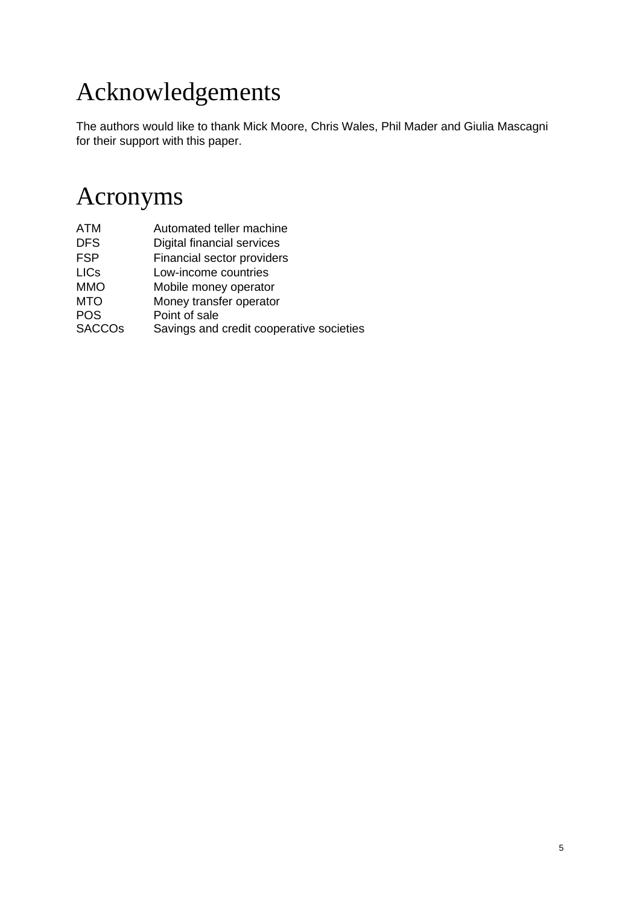# Acknowledgements

The authors would like to thank Mick Moore, Chris Wales, Phil Mader and Giulia Mascagni for their support with this paper.

# Acronyms

| | |
|---|---|
| ATM | Automated teller machine |
| DFS | Digital financial services |
| FSP | Financial sector providers |
| LICs | Low-income countries |
| MMO | Mobile money operator |
| MTO | Money transfer operator |
| POS | Point of sale |
| SACCOs | Savings and credit cooperative societies |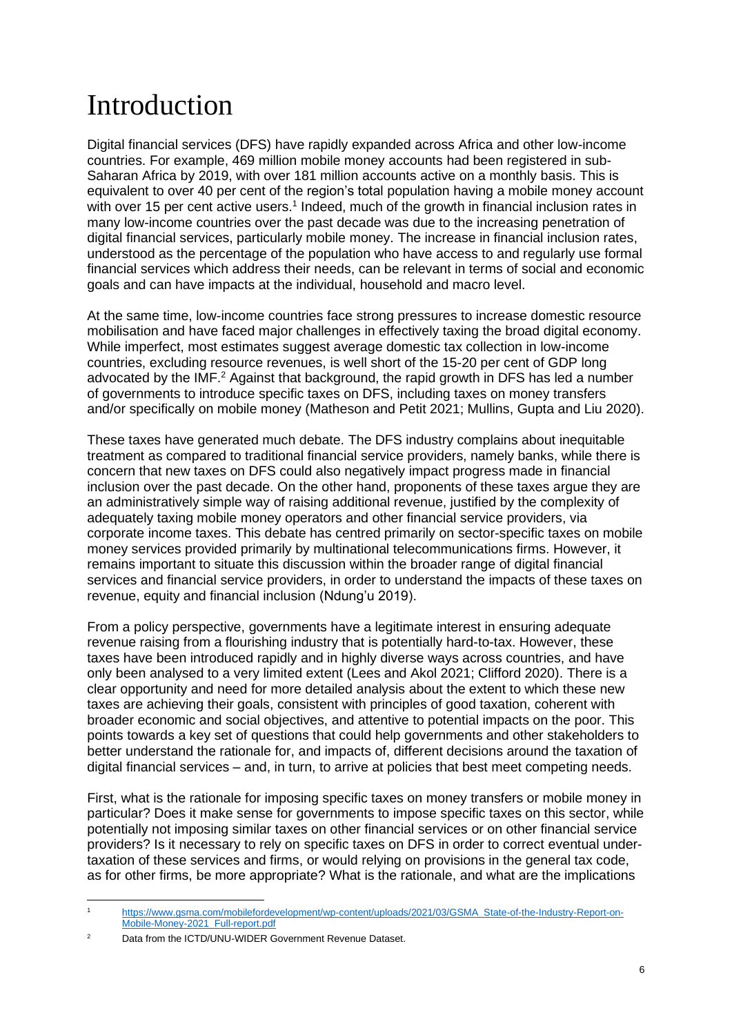# Introduction

Digital financial services (DFS) have rapidly expanded across Africa and other low-income countries. For example, 469 million mobile money accounts had been registered in sub-Saharan Africa by 2019, with over 181 million accounts active on a monthly basis. This is equivalent to over 40 per cent of the region's total population having a mobile money account with over 15 per cent active users.[1] Indeed, much of the growth in financial inclusion rates in many low-income countries over the past decade was due to the increasing penetration of digital financial services, particularly mobile money. The increase in financial inclusion rates, understood as the percentage of the population who have access to and regularly use formal financial services which address their needs, can be relevant in terms of social and economic goals and can have impacts at the individual, household and macro level.

At the same time, low-income countries face strong pressures to increase domestic resource mobilisation and have faced major challenges in effectively taxing the broad digital economy. While imperfect, most estimates suggest average domestic tax collection in low-income countries, excluding resource revenues, is well short of the 15-20 per cent of GDP long advocated by the IMF.[2] Against that background, the rapid growth in DFS has led a number of governments to introduce specific taxes on DFS, including taxes on money transfers and/or specifically on mobile money (Matheson and Petit 2021; Mullins, Gupta and Liu 2020).

These taxes have generated much debate. The DFS industry complains about inequitable treatment as compared to traditional financial service providers, namely banks, while there is concern that new taxes on DFS could also negatively impact progress made in financial inclusion over the past decade. On the other hand, proponents of these taxes argue they are an administratively simple way of raising additional revenue, justified by the complexity of adequately taxing mobile money operators and other financial service providers, via corporate income taxes. This debate has centred primarily on sector-specific taxes on mobile money services provided primarily by multinational telecommunications firms. However, it remains important to situate this discussion within the broader range of digital financial services and financial service providers, in order to understand the impacts of these taxes on revenue, equity and financial inclusion (Ndung'u 2019).

From a policy perspective, governments have a legitimate interest in ensuring adequate revenue raising from a flourishing industry that is potentially hard-to-tax. However, these taxes have been introduced rapidly and in highly diverse ways across countries, and have only been analysed to a very limited extent (Lees and Akol 2021; Clifford 2020). There is a clear opportunity and need for more detailed analysis about the extent to which these new taxes are achieving their goals, consistent with principles of good taxation, coherent with broader economic and social objectives, and attentive to potential impacts on the poor. This points towards a key set of questions that could help governments and other stakeholders to better understand the rationale for, and impacts of, different decisions around the taxation of digital financial services – and, in turn, to arrive at policies that best meet competing needs.

First, what is the rationale for imposing specific taxes on money transfers or mobile money in particular? Does it make sense for governments to impose specific taxes on this sector, while potentially not imposing similar taxes on other financial services or on other financial service providers? Is it necessary to rely on specific taxes on DFS in order to correct eventual under-taxation of these services and firms, or would relying on provisions in the general tax code, as for other firms, be more appropriate? What is the rationale, and what are the implications

---

[1] https://www.gsma.com/mobilefordevelopment/wp-content/uploads/2021/03/GSMA_State-of-the-Industry-Report-on-Mobile-Money-2021_Full-report.pdf

[2] Data from the ICTD/UNU-WIDER Government Revenue Dataset.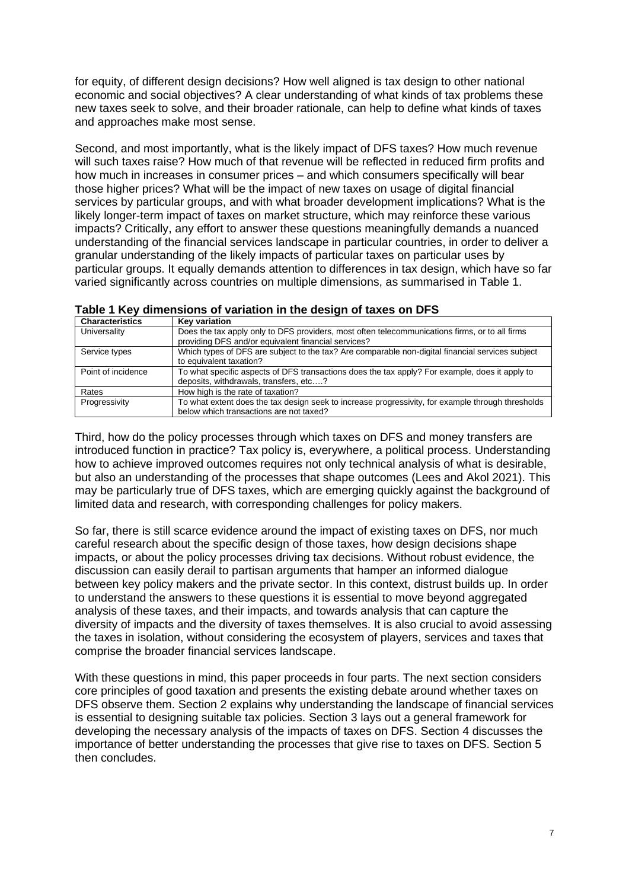for equity, of different design decisions? How well aligned is tax design to other national economic and social objectives? A clear understanding of what kinds of tax problems these new taxes seek to solve, and their broader rationale, can help to define what kinds of taxes and approaches make most sense.

Second, and most importantly, what is the likely impact of DFS taxes? How much revenue will such taxes raise? How much of that revenue will be reflected in reduced firm profits and how much in increases in consumer prices – and which consumers specifically will bear those higher prices? What will be the impact of new taxes on usage of digital financial services by particular groups, and with what broader development implications? What is the likely longer-term impact of taxes on market structure, which may reinforce these various impacts? Critically, any effort to answer these questions meaningfully demands a nuanced understanding of the financial services landscape in particular countries, in order to deliver a granular understanding of the likely impacts of particular taxes on particular uses by particular groups. It equally demands attention to differences in tax design, which have so far varied significantly across countries on multiple dimensions, as summarised in Table 1.

**Table 1 Key dimensions of variation in the design of taxes on DFS**

| Characteristics | Key variation |
| --- | --- |
| Universality | Does the tax apply only to DFS providers, most often telecommunications firms, or to all firms providing DFS and/or equivalent financial services? |
| Service types | Which types of DFS are subject to the tax? Are comparable non-digital financial services subject to equivalent taxation? |
| Point of incidence | To what specific aspects of DFS transactions does the tax apply? For example, does it apply to deposits, withdrawals, transfers, etc….? |
| Rates | How high is the rate of taxation? |
| Progressivity | To what extent does the tax design seek to increase progressivity, for example through thresholds below which transactions are not taxed? |

Third, how do the policy processes through which taxes on DFS and money transfers are introduced function in practice? Tax policy is, everywhere, a political process. Understanding how to achieve improved outcomes requires not only technical analysis of what is desirable, but also an understanding of the processes that shape outcomes (Lees and Akol 2021). This may be particularly true of DFS taxes, which are emerging quickly against the background of limited data and research, with corresponding challenges for policy makers.

So far, there is still scarce evidence around the impact of existing taxes on DFS, nor much careful research about the specific design of those taxes, how design decisions shape impacts, or about the policy processes driving tax decisions. Without robust evidence, the discussion can easily derail to partisan arguments that hamper an informed dialogue between key policy makers and the private sector. In this context, distrust builds up. In order to understand the answers to these questions it is essential to move beyond aggregated analysis of these taxes, and their impacts, and towards analysis that can capture the diversity of impacts and the diversity of taxes themselves. It is also crucial to avoid assessing the taxes in isolation, without considering the ecosystem of players, services and taxes that comprise the broader financial services landscape.

With these questions in mind, this paper proceeds in four parts. The next section considers core principles of good taxation and presents the existing debate around whether taxes on DFS observe them. Section 2 explains why understanding the landscape of financial services is essential to designing suitable tax policies. Section 3 lays out a general framework for developing the necessary analysis of the impacts of taxes on DFS. Section 4 discusses the importance of better understanding the processes that give rise to taxes on DFS. Section 5 then concludes.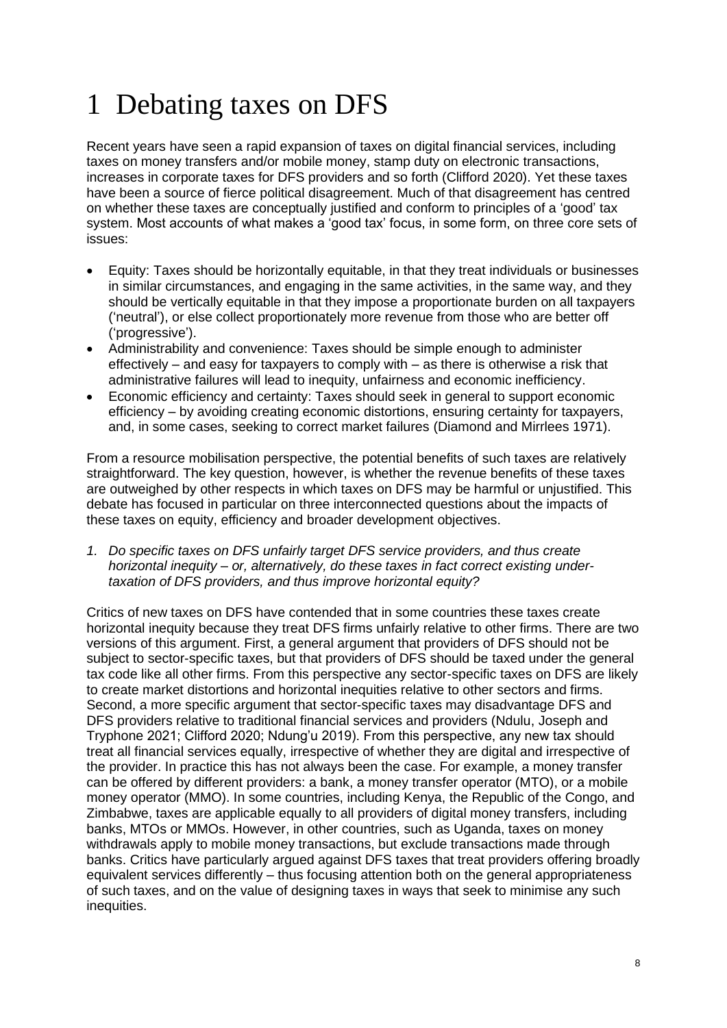# 1 Debating taxes on DFS

Recent years have seen a rapid expansion of taxes on digital financial services, including taxes on money transfers and/or mobile money, stamp duty on electronic transactions, increases in corporate taxes for DFS providers and so forth (Clifford 2020). Yet these taxes have been a source of fierce political disagreement. Much of that disagreement has centred on whether these taxes are conceptually justified and conform to principles of a 'good' tax system. Most accounts of what makes a 'good tax' focus, in some form, on three core sets of issues:

- Equity: Taxes should be horizontally equitable, in that they treat individuals or businesses in similar circumstances, and engaging in the same activities, in the same way, and they should be vertically equitable in that they impose a proportionate burden on all taxpayers ('neutral'), or else collect proportionately more revenue from those who are better off ('progressive').
- Administrability and convenience: Taxes should be simple enough to administer effectively – and easy for taxpayers to comply with – as there is otherwise a risk that administrative failures will lead to inequity, unfairness and economic inefficiency.
- Economic efficiency and certainty: Taxes should seek in general to support economic efficiency – by avoiding creating economic distortions, ensuring certainty for taxpayers, and, in some cases, seeking to correct market failures (Diamond and Mirrlees 1971).

From a resource mobilisation perspective, the potential benefits of such taxes are relatively straightforward. The key question, however, is whether the revenue benefits of these taxes are outweighed by other respects in which taxes on DFS may be harmful or unjustified. This debate has focused in particular on three interconnected questions about the impacts of these taxes on equity, efficiency and broader development objectives.

1. *Do specific taxes on DFS unfairly target DFS service providers, and thus create horizontal inequity – or, alternatively, do these taxes in fact correct existing under-taxation of DFS providers, and thus improve horizontal equity?*

Critics of new taxes on DFS have contended that in some countries these taxes create horizontal inequity because they treat DFS firms unfairly relative to other firms. There are two versions of this argument. First, a general argument that providers of DFS should not be subject to sector-specific taxes, but that providers of DFS should be taxed under the general tax code like all other firms. From this perspective any sector-specific taxes on DFS are likely to create market distortions and horizontal inequities relative to other sectors and firms. Second, a more specific argument that sector-specific taxes may disadvantage DFS and DFS providers relative to traditional financial services and providers (Ndulu, Joseph and Tryphone 2021; Clifford 2020; Ndung'u 2019). From this perspective, any new tax should treat all financial services equally, irrespective of whether they are digital and irrespective of the provider. In practice this has not always been the case. For example, a money transfer can be offered by different providers: a bank, a money transfer operator (MTO), or a mobile money operator (MMO). In some countries, including Kenya, the Republic of the Congo, and Zimbabwe, taxes are applicable equally to all providers of digital money transfers, including banks, MTOs or MMOs. However, in other countries, such as Uganda, taxes on money withdrawals apply to mobile money transactions, but exclude transactions made through banks. Critics have particularly argued against DFS taxes that treat providers offering broadly equivalent services differently – thus focusing attention both on the general appropriateness of such taxes, and on the value of designing taxes in ways that seek to minimise any such inequities.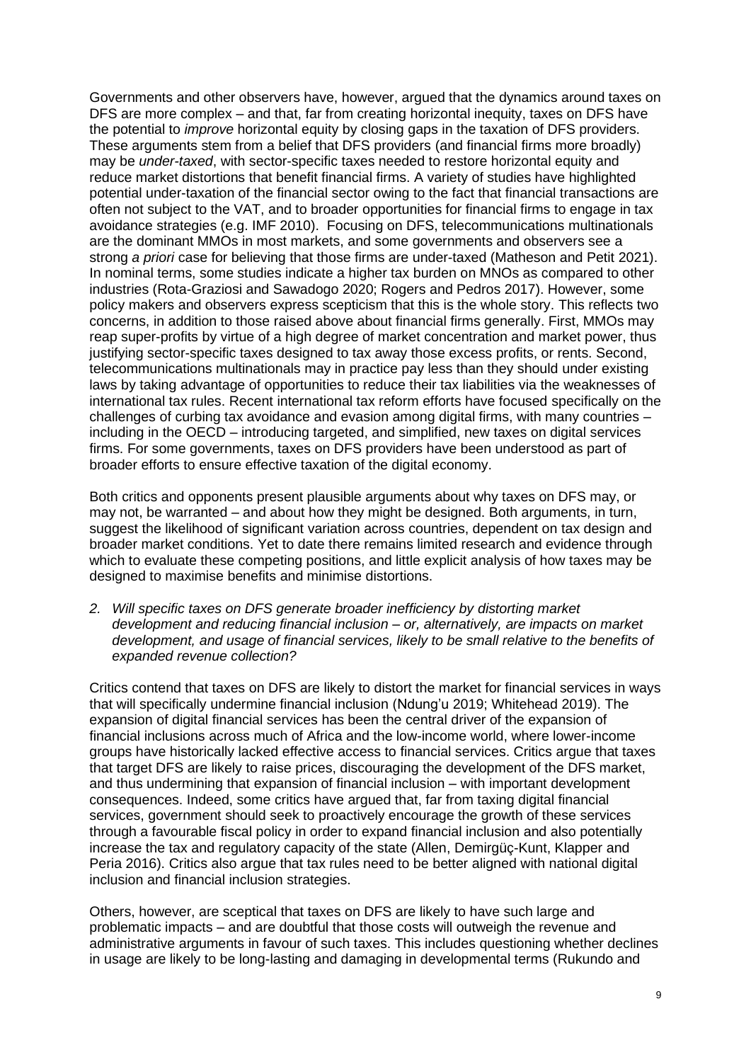Governments and other observers have, however, argued that the dynamics around taxes on DFS are more complex – and that, far from creating horizontal inequity, taxes on DFS have the potential to *improve* horizontal equity by closing gaps in the taxation of DFS providers. These arguments stem from a belief that DFS providers (and financial firms more broadly) may be *under-taxed*, with sector-specific taxes needed to restore horizontal equity and reduce market distortions that benefit financial firms. A variety of studies have highlighted potential under-taxation of the financial sector owing to the fact that financial transactions are often not subject to the VAT, and to broader opportunities for financial firms to engage in tax avoidance strategies (e.g. IMF 2010). Focusing on DFS, telecommunications multinationals are the dominant MMOs in most markets, and some governments and observers see a strong *a priori* case for believing that those firms are under-taxed (Matheson and Petit 2021). In nominal terms, some studies indicate a higher tax burden on MNOs as compared to other industries (Rota-Graziosi and Sawadogo 2020; Rogers and Pedros 2017). However, some policy makers and observers express scepticism that this is the whole story. This reflects two concerns, in addition to those raised above about financial firms generally. First, MMOs may reap super-profits by virtue of a high degree of market concentration and market power, thus justifying sector-specific taxes designed to tax away those excess profits, or rents. Second, telecommunications multinationals may in practice pay less than they should under existing laws by taking advantage of opportunities to reduce their tax liabilities via the weaknesses of international tax rules. Recent international tax reform efforts have focused specifically on the challenges of curbing tax avoidance and evasion among digital firms, with many countries – including in the OECD – introducing targeted, and simplified, new taxes on digital services firms. For some governments, taxes on DFS providers have been understood as part of broader efforts to ensure effective taxation of the digital economy.

Both critics and opponents present plausible arguments about why taxes on DFS may, or may not, be warranted – and about how they might be designed. Both arguments, in turn, suggest the likelihood of significant variation across countries, dependent on tax design and broader market conditions. Yet to date there remains limited research and evidence through which to evaluate these competing positions, and little explicit analysis of how taxes may be designed to maximise benefits and minimise distortions.

2. *Will specific taxes on DFS generate broader inefficiency by distorting market development and reducing financial inclusion – or, alternatively, are impacts on market development, and usage of financial services, likely to be small relative to the benefits of expanded revenue collection?*

Critics contend that taxes on DFS are likely to distort the market for financial services in ways that will specifically undermine financial inclusion (Ndung'u 2019; Whitehead 2019). The expansion of digital financial services has been the central driver of the expansion of financial inclusions across much of Africa and the low-income world, where lower-income groups have historically lacked effective access to financial services. Critics argue that taxes that target DFS are likely to raise prices, discouraging the development of the DFS market, and thus undermining that expansion of financial inclusion – with important development consequences. Indeed, some critics have argued that, far from taxing digital financial services, government should seek to proactively encourage the growth of these services through a favourable fiscal policy in order to expand financial inclusion and also potentially increase the tax and regulatory capacity of the state (Allen, Demirgüç-Kunt, Klapper and Peria 2016). Critics also argue that tax rules need to be better aligned with national digital inclusion and financial inclusion strategies.

Others, however, are sceptical that taxes on DFS are likely to have such large and problematic impacts – and are doubtful that those costs will outweigh the revenue and administrative arguments in favour of such taxes. This includes questioning whether declines in usage are likely to be long-lasting and damaging in developmental terms (Rukundo and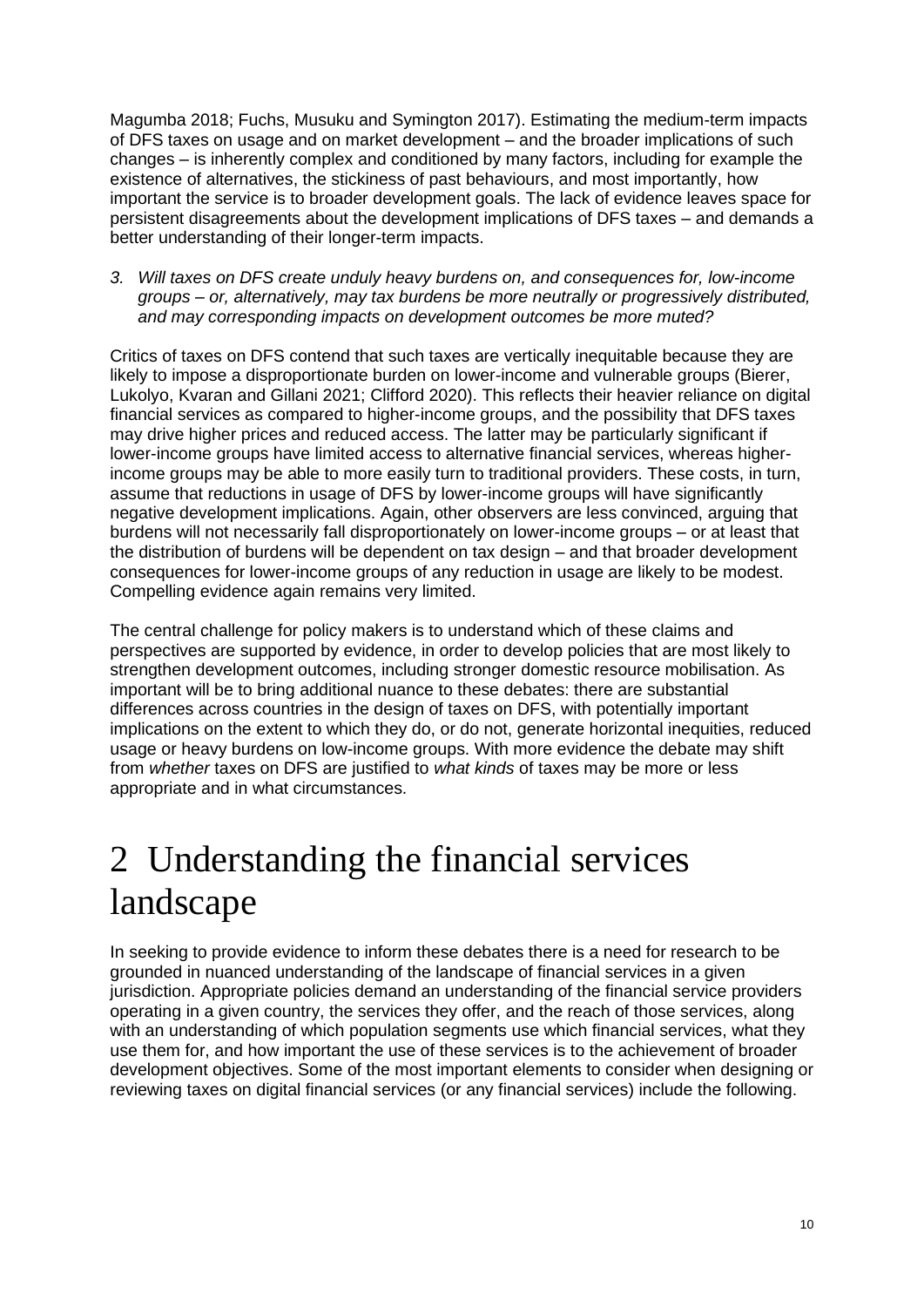Magumba 2018; Fuchs, Musuku and Symington 2017). Estimating the medium-term impacts of DFS taxes on usage and on market development – and the broader implications of such changes – is inherently complex and conditioned by many factors, including for example the existence of alternatives, the stickiness of past behaviours, and most importantly, how important the service is to broader development goals. The lack of evidence leaves space for persistent disagreements about the development implications of DFS taxes – and demands a better understanding of their longer-term impacts.

3. *Will taxes on DFS create unduly heavy burdens on, and consequences for, low-income groups – or, alternatively, may tax burdens be more neutrally or progressively distributed, and may corresponding impacts on development outcomes be more muted?*

Critics of taxes on DFS contend that such taxes are vertically inequitable because they are likely to impose a disproportionate burden on lower-income and vulnerable groups (Bierer, Lukolyo, Kvaran and Gillani 2021; Clifford 2020). This reflects their heavier reliance on digital financial services as compared to higher-income groups, and the possibility that DFS taxes may drive higher prices and reduced access. The latter may be particularly significant if lower-income groups have limited access to alternative financial services, whereas higher-income groups may be able to more easily turn to traditional providers. These costs, in turn, assume that reductions in usage of DFS by lower-income groups will have significantly negative development implications. Again, other observers are less convinced, arguing that burdens will not necessarily fall disproportionately on lower-income groups – or at least that the distribution of burdens will be dependent on tax design – and that broader development consequences for lower-income groups of any reduction in usage are likely to be modest. Compelling evidence again remains very limited.

The central challenge for policy makers is to understand which of these claims and perspectives are supported by evidence, in order to develop policies that are most likely to strengthen development outcomes, including stronger domestic resource mobilisation. As important will be to bring additional nuance to these debates: there are substantial differences across countries in the design of taxes on DFS, with potentially important implications on the extent to which they do, or do not, generate horizontal inequities, reduced usage or heavy burdens on low-income groups. With more evidence the debate may shift from *whether* taxes on DFS are justified to *what kinds* of taxes may be more or less appropriate and in what circumstances.

# 2 Understanding the financial services landscape

In seeking to provide evidence to inform these debates there is a need for research to be grounded in nuanced understanding of the landscape of financial services in a given jurisdiction. Appropriate policies demand an understanding of the financial service providers operating in a given country, the services they offer, and the reach of those services, along with an understanding of which population segments use which financial services, what they use them for, and how important the use of these services is to the achievement of broader development objectives. Some of the most important elements to consider when designing or reviewing taxes on digital financial services (or any financial services) include the following.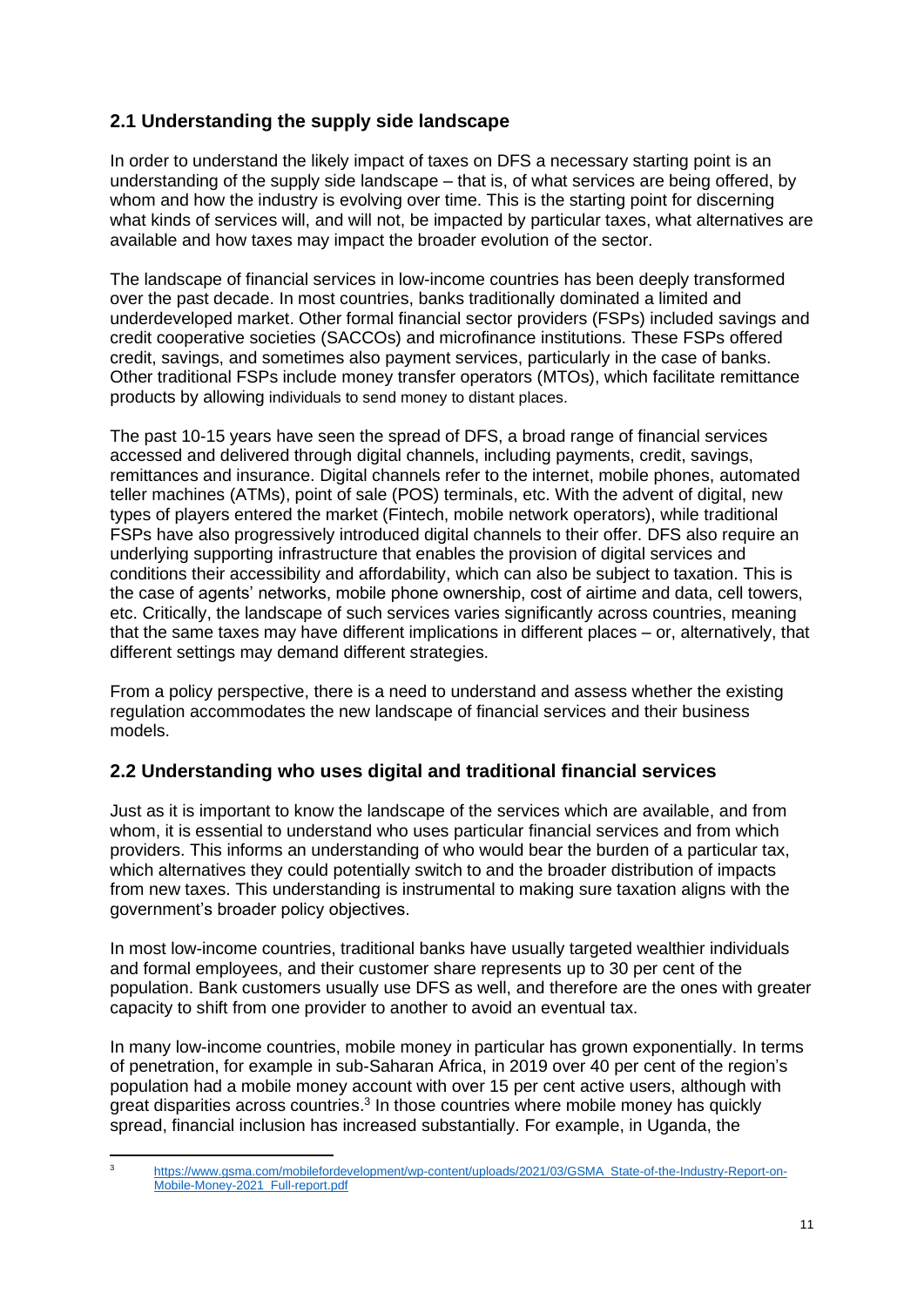## 2.1 Understanding the supply side landscape

In order to understand the likely impact of taxes on DFS a necessary starting point is an understanding of the supply side landscape – that is, of what services are being offered, by whom and how the industry is evolving over time. This is the starting point for discerning what kinds of services will, and will not, be impacted by particular taxes, what alternatives are available and how taxes may impact the broader evolution of the sector.

The landscape of financial services in low-income countries has been deeply transformed over the past decade. In most countries, banks traditionally dominated a limited and underdeveloped market. Other formal financial sector providers (FSPs) included savings and credit cooperative societies (SACCOs) and microfinance institutions. These FSPs offered credit, savings, and sometimes also payment services, particularly in the case of banks. Other traditional FSPs include money transfer operators (MTOs), which facilitate remittance products by allowing individuals to send money to distant places.

The past 10-15 years have seen the spread of DFS, a broad range of financial services accessed and delivered through digital channels, including payments, credit, savings, remittances and insurance. Digital channels refer to the internet, mobile phones, automated teller machines (ATMs), point of sale (POS) terminals, etc. With the advent of digital, new types of players entered the market (Fintech, mobile network operators), while traditional FSPs have also progressively introduced digital channels to their offer. DFS also require an underlying supporting infrastructure that enables the provision of digital services and conditions their accessibility and affordability, which can also be subject to taxation. This is the case of agents' networks, mobile phone ownership, cost of airtime and data, cell towers, etc. Critically, the landscape of such services varies significantly across countries, meaning that the same taxes may have different implications in different places – or, alternatively, that different settings may demand different strategies.

From a policy perspective, there is a need to understand and assess whether the existing regulation accommodates the new landscape of financial services and their business models.

## 2.2 Understanding who uses digital and traditional financial services

Just as it is important to know the landscape of the services which are available, and from whom, it is essential to understand who uses particular financial services and from which providers. This informs an understanding of who would bear the burden of a particular tax, which alternatives they could potentially switch to and the broader distribution of impacts from new taxes. This understanding is instrumental to making sure taxation aligns with the government's broader policy objectives.

In most low-income countries, traditional banks have usually targeted wealthier individuals and formal employees, and their customer share represents up to 30 per cent of the population. Bank customers usually use DFS as well, and therefore are the ones with greater capacity to shift from one provider to another to avoid an eventual tax.

In many low-income countries, mobile money in particular has grown exponentially. In terms of penetration, for example in sub-Saharan Africa, in 2019 over 40 per cent of the region's population had a mobile money account with over 15 per cent active users, although with great disparities across countries.[3] In those countries where mobile money has quickly spread, financial inclusion has increased substantially. For example, in Uganda, the

[3] https://www.gsma.com/mobilefordevelopment/wp-content/uploads/2021/03/GSMA_State-of-the-Industry-Report-on-Mobile-Money-2021_Full-report.pdf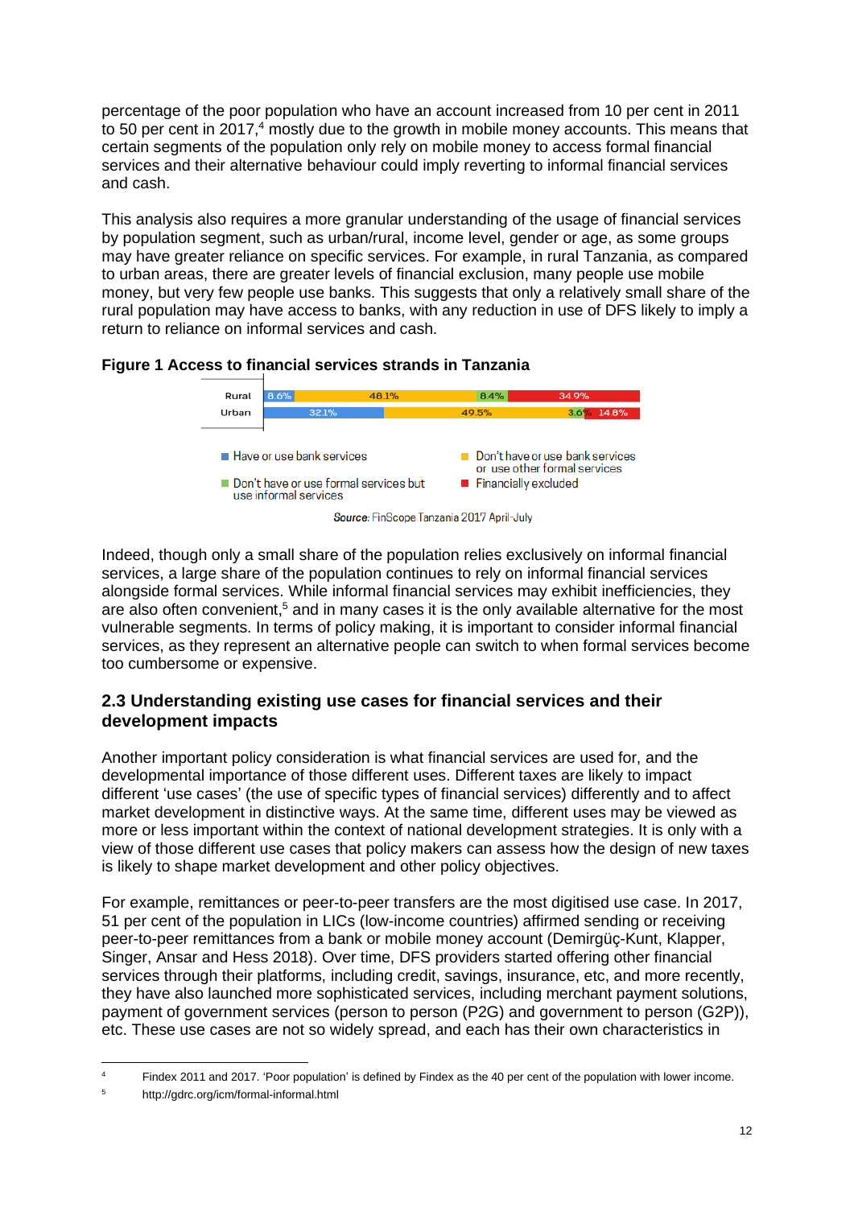percentage of the poor population who have an account increased from 10 per cent in 2011 to 50 per cent in 2017,[4] mostly due to the growth in mobile money accounts. This means that certain segments of the population only rely on mobile money to access formal financial services and their alternative behaviour could imply reverting to informal financial services and cash.

This analysis also requires a more granular understanding of the usage of financial services by population segment, such as urban/rural, income level, gender or age, as some groups may have greater reliance on specific services. For example, in rural Tanzania, as compared to urban areas, there are greater levels of financial exclusion, many people use mobile money, but very few people use banks. This suggests that only a relatively small share of the rural population may have access to banks, with any reduction in use of DFS likely to imply a return to reliance on informal services and cash.

**Figure 1 Access to financial services strands in Tanzania**

| | Have or use bank services | Don't have or use bank services or use other formal services | Don't have or use formal services but use informal services | Financially excluded |
|---|---|---|---|---|
| Rural | 8.6% | 48.1% | 8.4% | 34.9% |
| Urban | 32.1% | 49.5% | 3.6% | 14.8% |

*Source:* FinScope Tanzania 2017 April-July

Indeed, though only a small share of the population relies exclusively on informal financial services, a large share of the population continues to rely on informal financial services alongside formal services. While informal financial services may exhibit inefficiencies, they are also often convenient,[5] and in many cases it is the only available alternative for the most vulnerable segments. In terms of policy making, it is important to consider informal financial services, as they represent an alternative people can switch to when formal services become too cumbersome or expensive.

## 2.3 Understanding existing use cases for financial services and their development impacts

Another important policy consideration is what financial services are used for, and the developmental importance of those different uses. Different taxes are likely to impact different 'use cases' (the use of specific types of financial services) differently and to affect market development in distinctive ways. At the same time, different uses may be viewed as more or less important within the context of national development strategies. It is only with a view of those different use cases that policy makers can assess how the design of new taxes is likely to shape market development and other policy objectives.

For example, remittances or peer-to-peer transfers are the most digitised use case. In 2017, 51 per cent of the population in LICs (low-income countries) affirmed sending or receiving peer-to-peer remittances from a bank or mobile money account (Demirgüç-Kunt, Klapper, Singer, Ansar and Hess 2018). Over time, DFS providers started offering other financial services through their platforms, including credit, savings, insurance, etc, and more recently, they have also launched more sophisticated services, including merchant payment solutions, payment of government services (person to person (P2G) and government to person (G2P)), etc. These use cases are not so widely spread, and each has their own characteristics in

---

[4] Findex 2011 and 2017. 'Poor population' is defined by Findex as the 40 per cent of the population with lower income.

[5] http://gdrc.org/icm/formal-informal.html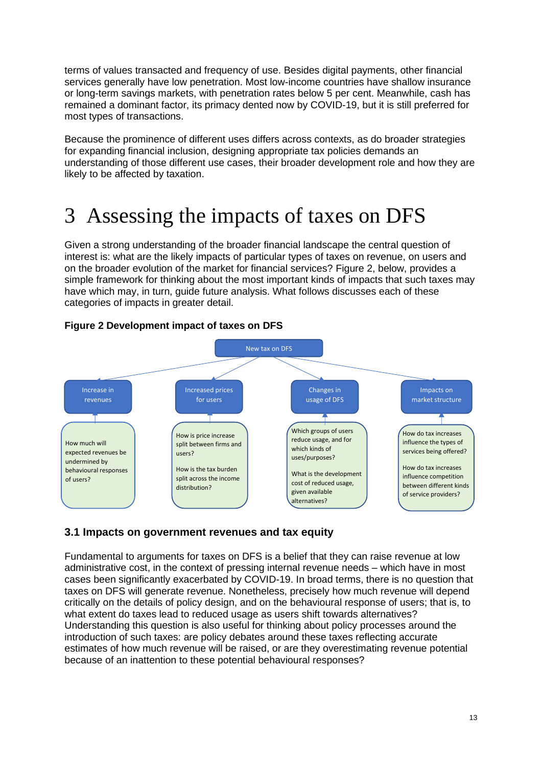terms of values transacted and frequency of use. Besides digital payments, other financial services generally have low penetration. Most low-income countries have shallow insurance or long-term savings markets, with penetration rates below 5 per cent. Meanwhile, cash has remained a dominant factor, its primacy dented now by COVID-19, but it is still preferred for most types of transactions.

Because the prominence of different uses differs across contexts, as do broader strategies for expanding financial inclusion, designing appropriate tax policies demands an understanding of those different use cases, their broader development role and how they are likely to be affected by taxation.

# 3 Assessing the impacts of taxes on DFS

Given a strong understanding of the broader financial landscape the central question of interest is: what are the likely impacts of particular types of taxes on revenue, on users and on the broader evolution of the market for financial services? Figure 2, below, provides a simple framework for thinking about the most important kinds of impacts that such taxes may have which may, in turn, guide future analysis. What follows discusses each of these categories of impacts in greater detail.

**Figure 2 Development impact of taxes on DFS**

New tax on DFS

- **Increase in revenues**
  - How much will expected revenues be undermined by behavioural responses of users?
- **Increased prices for users**
  - How is price increase split between firms and users?
  - How is the tax burden split across the income distribution?
- **Changes in usage of DFS**
  - Which groups of users reduce usage, and for which kinds of uses/purposes?
  - What is the development cost of reduced usage, given available alternatives?
- **Impacts on market structure**
  - How do tax increases influence the types of services being offered?
  - How do tax increases influence competition between different kinds of service providers?

## 3.1 Impacts on government revenues and tax equity

Fundamental to arguments for taxes on DFS is a belief that they can raise revenue at low administrative cost, in the context of pressing internal revenue needs – which have in most cases been significantly exacerbated by COVID-19. In broad terms, there is no question that taxes on DFS will generate revenue. Nonetheless, precisely how much revenue will depend critically on the details of policy design, and on the behavioural response of users; that is, to what extent do taxes lead to reduced usage as users shift towards alternatives? Understanding this question is also useful for thinking about policy processes around the introduction of such taxes: are policy debates around these taxes reflecting accurate estimates of how much revenue will be raised, or are they overestimating revenue potential because of an inattention to these potential behavioural responses?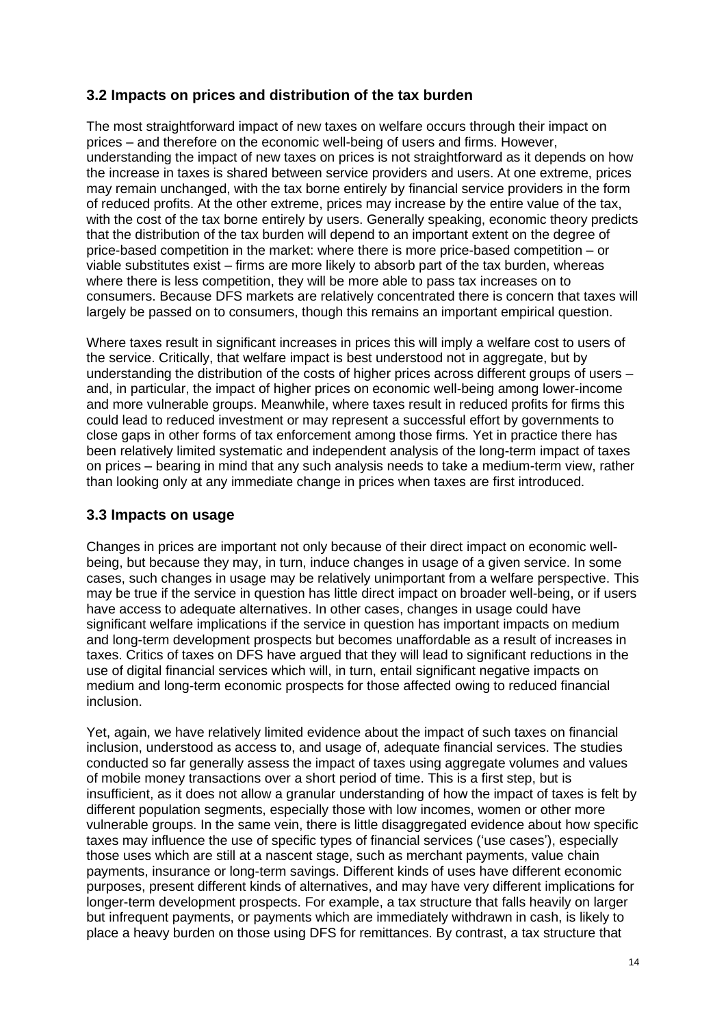### 3.2 Impacts on prices and distribution of the tax burden

The most straightforward impact of new taxes on welfare occurs through their impact on prices – and therefore on the economic well-being of users and firms. However, understanding the impact of new taxes on prices is not straightforward as it depends on how the increase in taxes is shared between service providers and users. At one extreme, prices may remain unchanged, with the tax borne entirely by financial service providers in the form of reduced profits. At the other extreme, prices may increase by the entire value of the tax, with the cost of the tax borne entirely by users. Generally speaking, economic theory predicts that the distribution of the tax burden will depend to an important extent on the degree of price-based competition in the market: where there is more price-based competition – or viable substitutes exist – firms are more likely to absorb part of the tax burden, whereas where there is less competition, they will be more able to pass tax increases on to consumers. Because DFS markets are relatively concentrated there is concern that taxes will largely be passed on to consumers, though this remains an important empirical question.

Where taxes result in significant increases in prices this will imply a welfare cost to users of the service. Critically, that welfare impact is best understood not in aggregate, but by understanding the distribution of the costs of higher prices across different groups of users – and, in particular, the impact of higher prices on economic well-being among lower-income and more vulnerable groups. Meanwhile, where taxes result in reduced profits for firms this could lead to reduced investment or may represent a successful effort by governments to close gaps in other forms of tax enforcement among those firms. Yet in practice there has been relatively limited systematic and independent analysis of the long-term impact of taxes on prices – bearing in mind that any such analysis needs to take a medium-term view, rather than looking only at any immediate change in prices when taxes are first introduced.

### 3.3 Impacts on usage

Changes in prices are important not only because of their direct impact on economic well-being, but because they may, in turn, induce changes in usage of a given service. In some cases, such changes in usage may be relatively unimportant from a welfare perspective. This may be true if the service in question has little direct impact on broader well-being, or if users have access to adequate alternatives. In other cases, changes in usage could have significant welfare implications if the service in question has important impacts on medium and long-term development prospects but becomes unaffordable as a result of increases in taxes. Critics of taxes on DFS have argued that they will lead to significant reductions in the use of digital financial services which will, in turn, entail significant negative impacts on medium and long-term economic prospects for those affected owing to reduced financial inclusion.

Yet, again, we have relatively limited evidence about the impact of such taxes on financial inclusion, understood as access to, and usage of, adequate financial services. The studies conducted so far generally assess the impact of taxes using aggregate volumes and values of mobile money transactions over a short period of time. This is a first step, but is insufficient, as it does not allow a granular understanding of how the impact of taxes is felt by different population segments, especially those with low incomes, women or other more vulnerable groups. In the same vein, there is little disaggregated evidence about how specific taxes may influence the use of specific types of financial services ('use cases'), especially those uses which are still at a nascent stage, such as merchant payments, value chain payments, insurance or long-term savings. Different kinds of uses have different economic purposes, present different kinds of alternatives, and may have very different implications for longer-term development prospects. For example, a tax structure that falls heavily on larger but infrequent payments, or payments which are immediately withdrawn in cash, is likely to place a heavy burden on those using DFS for remittances. By contrast, a tax structure that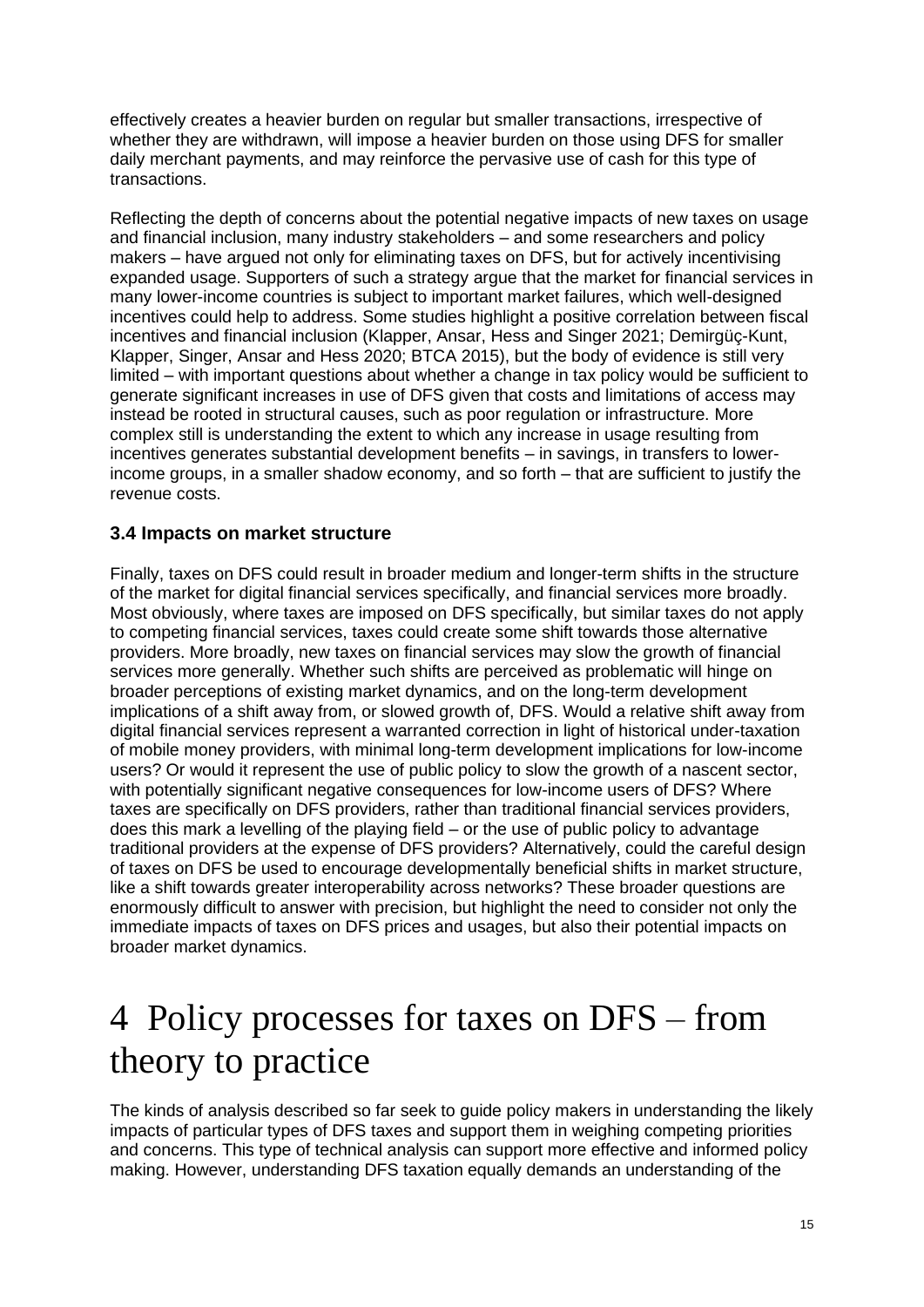effectively creates a heavier burden on regular but smaller transactions, irrespective of whether they are withdrawn, will impose a heavier burden on those using DFS for smaller daily merchant payments, and may reinforce the pervasive use of cash for this type of transactions.

Reflecting the depth of concerns about the potential negative impacts of new taxes on usage and financial inclusion, many industry stakeholders – and some researchers and policy makers – have argued not only for eliminating taxes on DFS, but for actively incentivising expanded usage. Supporters of such a strategy argue that the market for financial services in many lower-income countries is subject to important market failures, which well-designed incentives could help to address. Some studies highlight a positive correlation between fiscal incentives and financial inclusion (Klapper, Ansar, Hess and Singer 2021; Demirgüç-Kunt, Klapper, Singer, Ansar and Hess 2020; BTCA 2015), but the body of evidence is still very limited – with important questions about whether a change in tax policy would be sufficient to generate significant increases in use of DFS given that costs and limitations of access may instead be rooted in structural causes, such as poor regulation or infrastructure. More complex still is understanding the extent to which any increase in usage resulting from incentives generates substantial development benefits – in savings, in transfers to lower-income groups, in a smaller shadow economy, and so forth – that are sufficient to justify the revenue costs.

### 3.4 Impacts on market structure

Finally, taxes on DFS could result in broader medium and longer-term shifts in the structure of the market for digital financial services specifically, and financial services more broadly. Most obviously, where taxes are imposed on DFS specifically, but similar taxes do not apply to competing financial services, taxes could create some shift towards those alternative providers. More broadly, new taxes on financial services may slow the growth of financial services more generally. Whether such shifts are perceived as problematic will hinge on broader perceptions of existing market dynamics, and on the long-term development implications of a shift away from, or slowed growth of, DFS. Would a relative shift away from digital financial services represent a warranted correction in light of historical under-taxation of mobile money providers, with minimal long-term development implications for low-income users? Or would it represent the use of public policy to slow the growth of a nascent sector, with potentially significant negative consequences for low-income users of DFS? Where taxes are specifically on DFS providers, rather than traditional financial services providers, does this mark a levelling of the playing field – or the use of public policy to advantage traditional providers at the expense of DFS providers? Alternatively, could the careful design of taxes on DFS be used to encourage developmentally beneficial shifts in market structure, like a shift towards greater interoperability across networks? These broader questions are enormously difficult to answer with precision, but highlight the need to consider not only the immediate impacts of taxes on DFS prices and usages, but also their potential impacts on broader market dynamics.

# 4 Policy processes for taxes on DFS – from theory to practice

The kinds of analysis described so far seek to guide policy makers in understanding the likely impacts of particular types of DFS taxes and support them in weighing competing priorities and concerns. This type of technical analysis can support more effective and informed policy making. However, understanding DFS taxation equally demands an understanding of the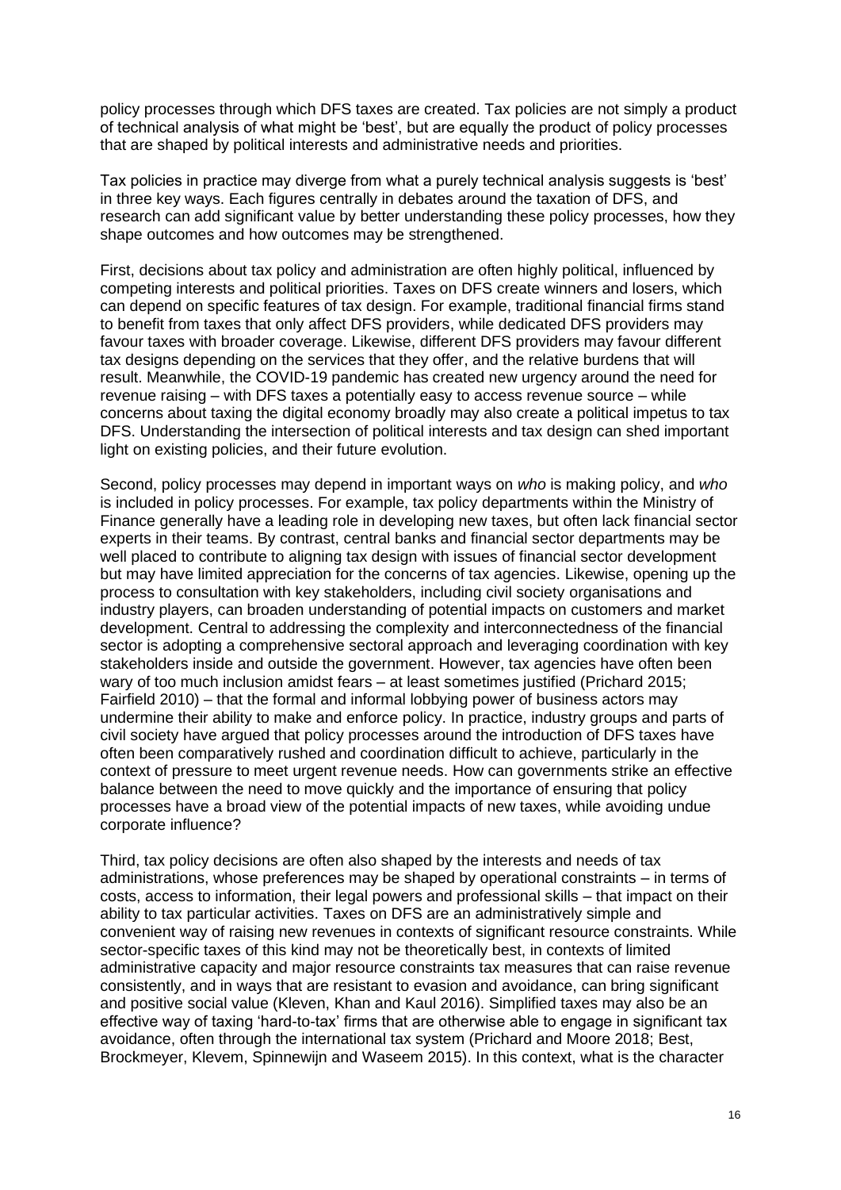policy processes through which DFS taxes are created. Tax policies are not simply a product of technical analysis of what might be 'best', but are equally the product of policy processes that are shaped by political interests and administrative needs and priorities.

Tax policies in practice may diverge from what a purely technical analysis suggests is 'best' in three key ways. Each figures centrally in debates around the taxation of DFS, and research can add significant value by better understanding these policy processes, how they shape outcomes and how outcomes may be strengthened.

First, decisions about tax policy and administration are often highly political, influenced by competing interests and political priorities. Taxes on DFS create winners and losers, which can depend on specific features of tax design. For example, traditional financial firms stand to benefit from taxes that only affect DFS providers, while dedicated DFS providers may favour taxes with broader coverage. Likewise, different DFS providers may favour different tax designs depending on the services that they offer, and the relative burdens that will result. Meanwhile, the COVID-19 pandemic has created new urgency around the need for revenue raising – with DFS taxes a potentially easy to access revenue source – while concerns about taxing the digital economy broadly may also create a political impetus to tax DFS. Understanding the intersection of political interests and tax design can shed important light on existing policies, and their future evolution.

Second, policy processes may depend in important ways on *who* is making policy, and *who* is included in policy processes. For example, tax policy departments within the Ministry of Finance generally have a leading role in developing new taxes, but often lack financial sector experts in their teams. By contrast, central banks and financial sector departments may be well placed to contribute to aligning tax design with issues of financial sector development but may have limited appreciation for the concerns of tax agencies. Likewise, opening up the process to consultation with key stakeholders, including civil society organisations and industry players, can broaden understanding of potential impacts on customers and market development. Central to addressing the complexity and interconnectedness of the financial sector is adopting a comprehensive sectoral approach and leveraging coordination with key stakeholders inside and outside the government. However, tax agencies have often been wary of too much inclusion amidst fears – at least sometimes justified (Prichard 2015; Fairfield 2010) – that the formal and informal lobbying power of business actors may undermine their ability to make and enforce policy. In practice, industry groups and parts of civil society have argued that policy processes around the introduction of DFS taxes have often been comparatively rushed and coordination difficult to achieve, particularly in the context of pressure to meet urgent revenue needs. How can governments strike an effective balance between the need to move quickly and the importance of ensuring that policy processes have a broad view of the potential impacts of new taxes, while avoiding undue corporate influence?

Third, tax policy decisions are often also shaped by the interests and needs of tax administrations, whose preferences may be shaped by operational constraints – in terms of costs, access to information, their legal powers and professional skills – that impact on their ability to tax particular activities. Taxes on DFS are an administratively simple and convenient way of raising new revenues in contexts of significant resource constraints. While sector-specific taxes of this kind may not be theoretically best, in contexts of limited administrative capacity and major resource constraints tax measures that can raise revenue consistently, and in ways that are resistant to evasion and avoidance, can bring significant and positive social value (Kleven, Khan and Kaul 2016). Simplified taxes may also be an effective way of taxing 'hard-to-tax' firms that are otherwise able to engage in significant tax avoidance, often through the international tax system (Prichard and Moore 2018; Best, Brockmeyer, Klevem, Spinnewijn and Waseem 2015). In this context, what is the character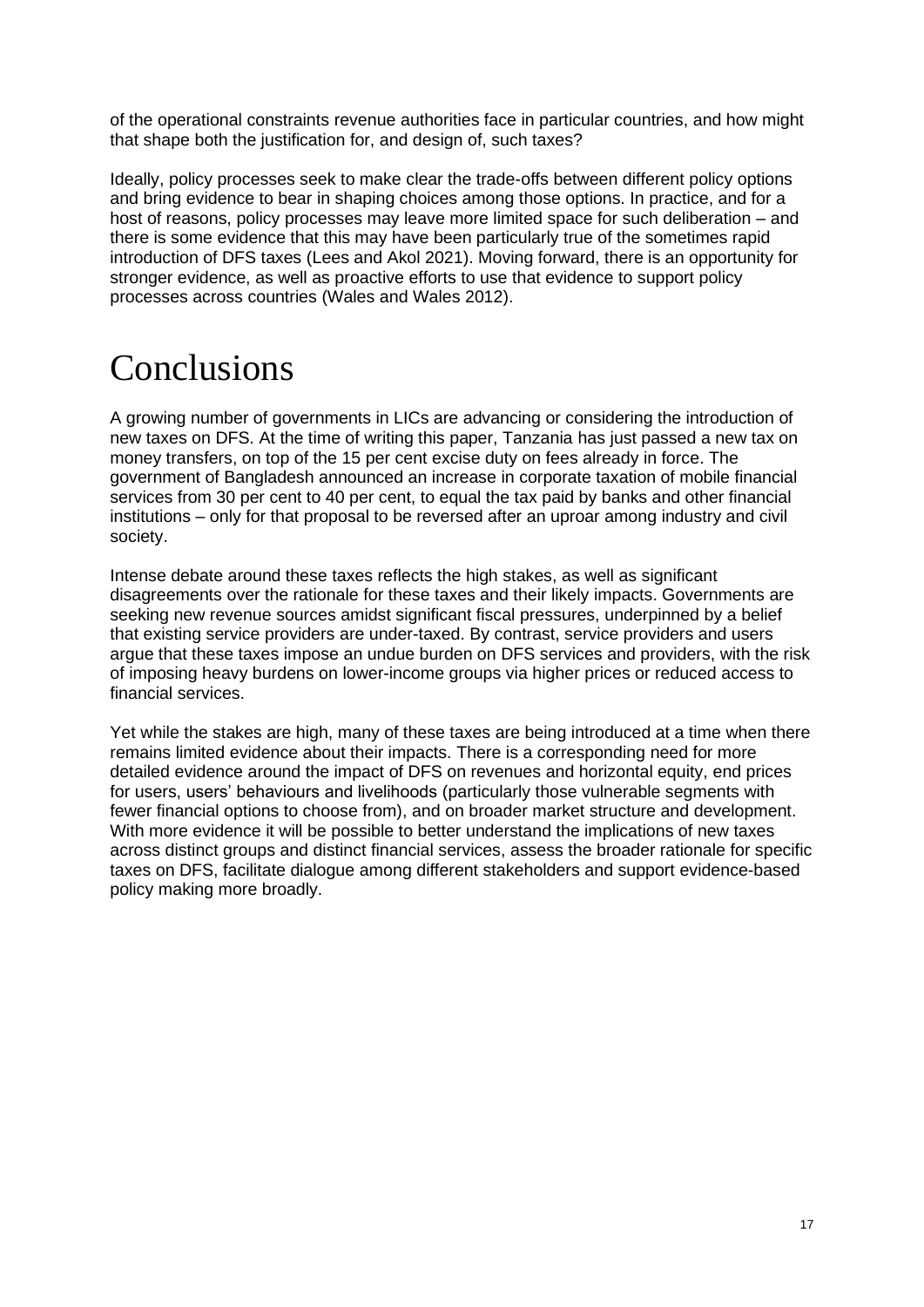of the operational constraints revenue authorities face in particular countries, and how might that shape both the justification for, and design of, such taxes?

Ideally, policy processes seek to make clear the trade-offs between different policy options and bring evidence to bear in shaping choices among those options. In practice, and for a host of reasons, policy processes may leave more limited space for such deliberation – and there is some evidence that this may have been particularly true of the sometimes rapid introduction of DFS taxes (Lees and Akol 2021). Moving forward, there is an opportunity for stronger evidence, as well as proactive efforts to use that evidence to support policy processes across countries (Wales and Wales 2012).

# Conclusions

A growing number of governments in LICs are advancing or considering the introduction of new taxes on DFS. At the time of writing this paper, Tanzania has just passed a new tax on money transfers, on top of the 15 per cent excise duty on fees already in force. The government of Bangladesh announced an increase in corporate taxation of mobile financial services from 30 per cent to 40 per cent, to equal the tax paid by banks and other financial institutions – only for that proposal to be reversed after an uproar among industry and civil society.

Intense debate around these taxes reflects the high stakes, as well as significant disagreements over the rationale for these taxes and their likely impacts. Governments are seeking new revenue sources amidst significant fiscal pressures, underpinned by a belief that existing service providers are under-taxed. By contrast, service providers and users argue that these taxes impose an undue burden on DFS services and providers, with the risk of imposing heavy burdens on lower-income groups via higher prices or reduced access to financial services.

Yet while the stakes are high, many of these taxes are being introduced at a time when there remains limited evidence about their impacts. There is a corresponding need for more detailed evidence around the impact of DFS on revenues and horizontal equity, end prices for users, users' behaviours and livelihoods (particularly those vulnerable segments with fewer financial options to choose from), and on broader market structure and development. With more evidence it will be possible to better understand the implications of new taxes across distinct groups and distinct financial services, assess the broader rationale for specific taxes on DFS, facilitate dialogue among different stakeholders and support evidence-based policy making more broadly.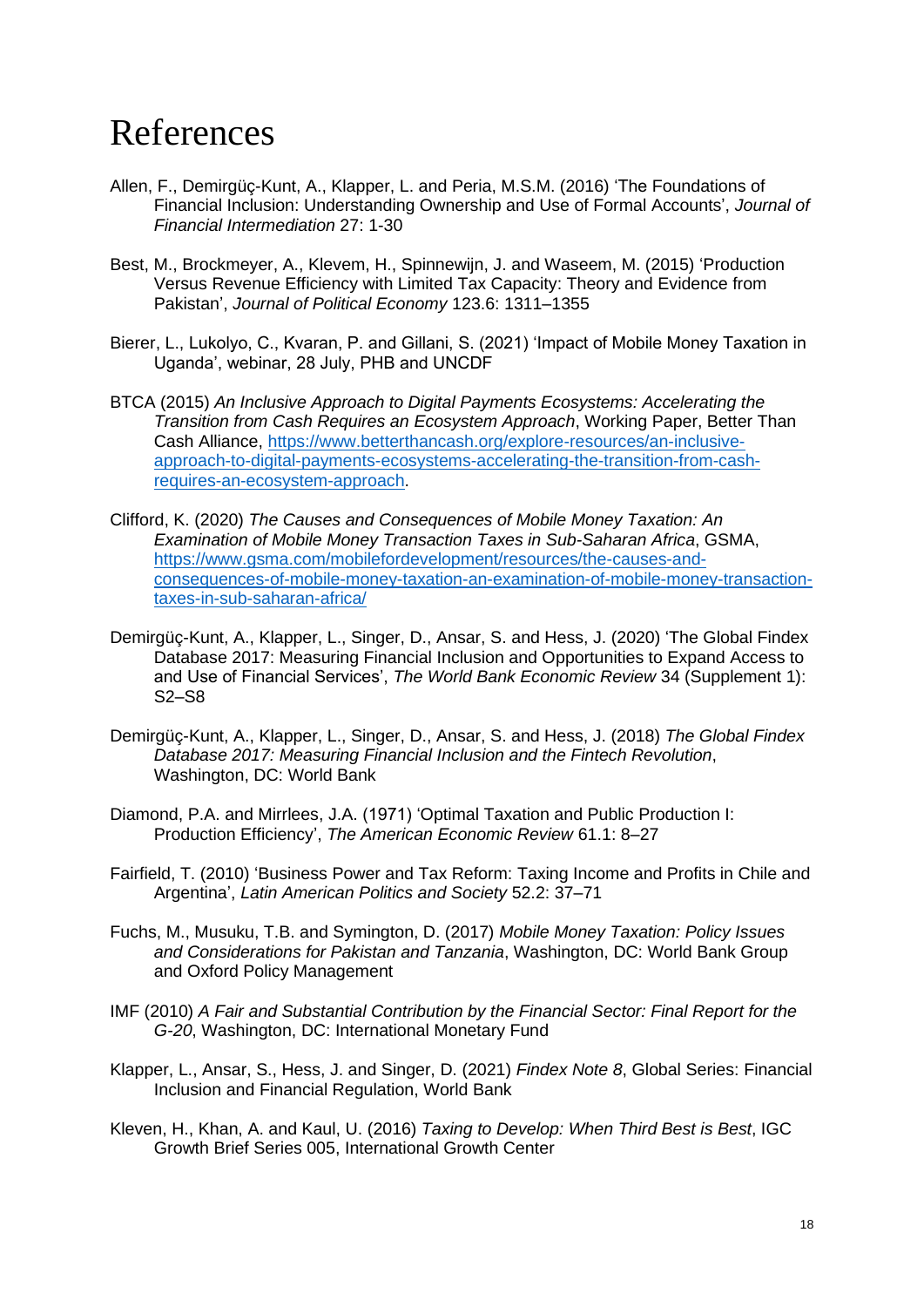# References

Allen, F., Demirgüç-Kunt, A., Klapper, L. and Peria, M.S.M. (2016) 'The Foundations of Financial Inclusion: Understanding Ownership and Use of Formal Accounts', *Journal of Financial Intermediation* 27: 1-30

Best, M., Brockmeyer, A., Klevem, H., Spinnewijn, J. and Waseem, M. (2015) 'Production Versus Revenue Efficiency with Limited Tax Capacity: Theory and Evidence from Pakistan', *Journal of Political Economy* 123.6: 1311–1355

Bierer, L., Lukolyo, C., Kvaran, P. and Gillani, S. (2021) 'Impact of Mobile Money Taxation in Uganda', webinar, 28 July, PHB and UNCDF

BTCA (2015) *An Inclusive Approach to Digital Payments Ecosystems: Accelerating the Transition from Cash Requires an Ecosystem Approach*, Working Paper, Better Than Cash Alliance, https://www.betterthancash.org/explore-resources/an-inclusive-approach-to-digital-payments-ecosystems-accelerating-the-transition-from-cash-requires-an-ecosystem-approach.

Clifford, K. (2020) *The Causes and Consequences of Mobile Money Taxation: An Examination of Mobile Money Transaction Taxes in Sub-Saharan Africa*, GSMA, https://www.gsma.com/mobilefordevelopment/resources/the-causes-and-consequences-of-mobile-money-taxation-an-examination-of-mobile-money-transaction-taxes-in-sub-saharan-africa/

Demirgüç-Kunt, A., Klapper, L., Singer, D., Ansar, S. and Hess, J. (2020) 'The Global Findex Database 2017: Measuring Financial Inclusion and Opportunities to Expand Access to and Use of Financial Services', *The World Bank Economic Review* 34 (Supplement 1): S2–S8

Demirgüç-Kunt, A., Klapper, L., Singer, D., Ansar, S. and Hess, J. (2018) *The Global Findex Database 2017: Measuring Financial Inclusion and the Fintech Revolution*, Washington, DC: World Bank

Diamond, P.A. and Mirrlees, J.A. (1971) 'Optimal Taxation and Public Production I: Production Efficiency', *The American Economic Review* 61.1: 8–27

Fairfield, T. (2010) 'Business Power and Tax Reform: Taxing Income and Profits in Chile and Argentina', *Latin American Politics and Society* 52.2: 37–71

Fuchs, M., Musuku, T.B. and Symington, D. (2017) *Mobile Money Taxation: Policy Issues and Considerations for Pakistan and Tanzania*, Washington, DC: World Bank Group and Oxford Policy Management

IMF (2010) *A Fair and Substantial Contribution by the Financial Sector: Final Report for the G-20*, Washington, DC: International Monetary Fund

Klapper, L., Ansar, S., Hess, J. and Singer, D. (2021) *Findex Note 8*, Global Series: Financial Inclusion and Financial Regulation, World Bank

Kleven, H., Khan, A. and Kaul, U. (2016) *Taxing to Develop: When Third Best is Best*, IGC Growth Brief Series 005, International Growth Center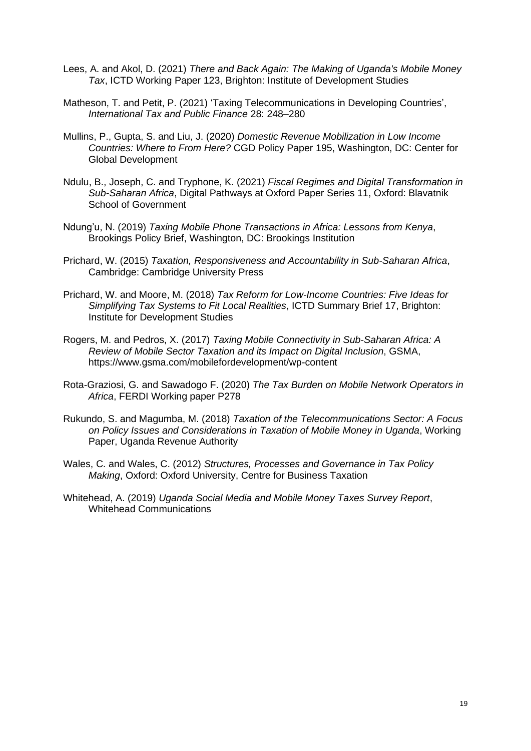Lees, A. and Akol, D. (2021) *There and Back Again: The Making of Uganda's Mobile Money Tax*, ICTD Working Paper 123, Brighton: Institute of Development Studies

Matheson, T. and Petit, P. (2021) 'Taxing Telecommunications in Developing Countries', *International Tax and Public Finance* 28: 248–280

Mullins, P., Gupta, S. and Liu, J. (2020) *Domestic Revenue Mobilization in Low Income Countries: Where to From Here?* CGD Policy Paper 195, Washington, DC: Center for Global Development

Ndulu, B., Joseph, C. and Tryphone, K. (2021) *Fiscal Regimes and Digital Transformation in Sub-Saharan Africa*, Digital Pathways at Oxford Paper Series 11, Oxford: Blavatnik School of Government

Ndung'u, N. (2019) *Taxing Mobile Phone Transactions in Africa: Lessons from Kenya*, Brookings Policy Brief, Washington, DC: Brookings Institution

Prichard, W. (2015) *Taxation, Responsiveness and Accountability in Sub-Saharan Africa*, Cambridge: Cambridge University Press

Prichard, W. and Moore, M. (2018) *Tax Reform for Low-Income Countries: Five Ideas for Simplifying Tax Systems to Fit Local Realities*, ICTD Summary Brief 17, Brighton: Institute for Development Studies

Rogers, M. and Pedros, X. (2017) *Taxing Mobile Connectivity in Sub-Saharan Africa: A Review of Mobile Sector Taxation and its Impact on Digital Inclusion*, GSMA, https://www.gsma.com/mobilefordevelopment/wp-content

Rota-Graziosi, G. and Sawadogo F. (2020) *The Tax Burden on Mobile Network Operators in Africa*, FERDI Working paper P278

Rukundo, S. and Magumba, M. (2018) *Taxation of the Telecommunications Sector: A Focus on Policy Issues and Considerations in Taxation of Mobile Money in Uganda*, Working Paper, Uganda Revenue Authority

Wales, C. and Wales, C. (2012) *Structures, Processes and Governance in Tax Policy Making*, Oxford: Oxford University, Centre for Business Taxation

Whitehead, A. (2019) *Uganda Social Media and Mobile Money Taxes Survey Report*, Whitehead Communications